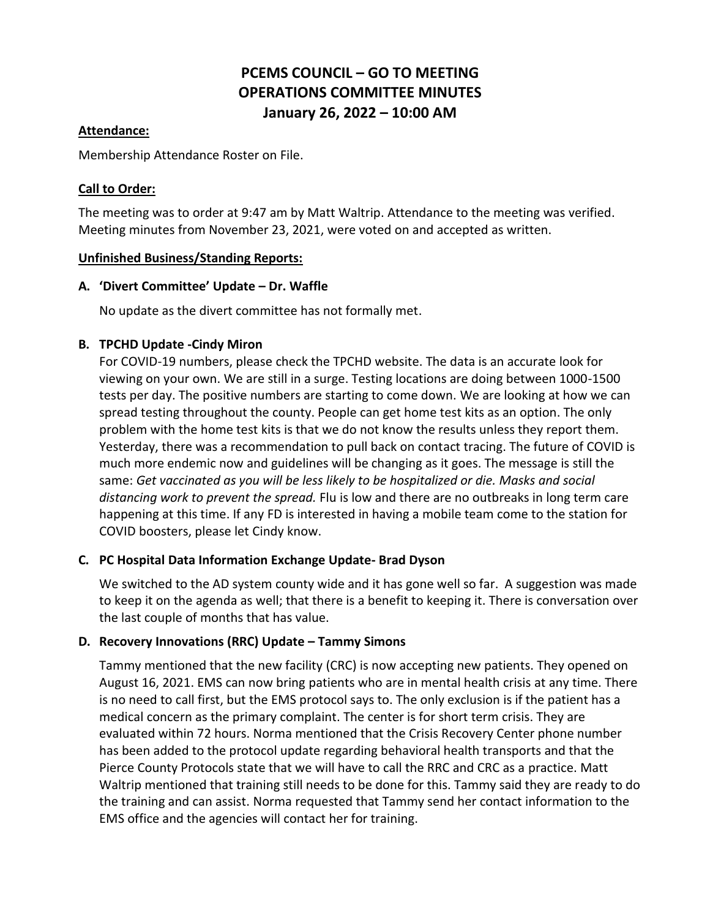# PCEMS COUNCIL – GO TO MEETING
# OPERATIONS COMMITTEE MINUTES
# January 26, 2022 – 10:00 AM

**Attendance:**

Membership Attendance Roster on File.

**Call to Order:**

The meeting was to order at 9:47 am by Matt Waltrip. Attendance to the meeting was verified. Meeting minutes from November 23, 2021, were voted on and accepted as written.

**Unfinished Business/Standing Reports:**

**A. 'Divert Committee' Update – Dr. Waffle**

No update as the divert committee has not formally met.

**B. TPCHD Update -Cindy Miron**

For COVID-19 numbers, please check the TPCHD website. The data is an accurate look for viewing on your own. We are still in a surge. Testing locations are doing between 1000-1500 tests per day. The positive numbers are starting to come down. We are looking at how we can spread testing throughout the county. People can get home test kits as an option. The only problem with the home test kits is that we do not know the results unless they report them. Yesterday, there was a recommendation to pull back on contact tracing. The future of COVID is much more endemic now and guidelines will be changing as it goes. The message is still the same: *Get vaccinated as you will be less likely to be hospitalized or die. Masks and social distancing work to prevent the spread.* Flu is low and there are no outbreaks in long term care happening at this time. If any FD is interested in having a mobile team come to the station for COVID boosters, please let Cindy know.

**C. PC Hospital Data Information Exchange Update- Brad Dyson**

We switched to the AD system county wide and it has gone well so far. A suggestion was made to keep it on the agenda as well; that there is a benefit to keeping it. There is conversation over the last couple of months that has value.

**D. Recovery Innovations (RRC) Update – Tammy Simons**

Tammy mentioned that the new facility (CRC) is now accepting new patients. They opened on August 16, 2021. EMS can now bring patients who are in mental health crisis at any time. There is no need to call first, but the EMS protocol says to. The only exclusion is if the patient has a medical concern as the primary complaint. The center is for short term crisis. They are evaluated within 72 hours. Norma mentioned that the Crisis Recovery Center phone number has been added to the protocol update regarding behavioral health transports and that the Pierce County Protocols state that we will have to call the RRC and CRC as a practice. Matt Waltrip mentioned that training still needs to be done for this. Tammy said they are ready to do the training and can assist. Norma requested that Tammy send her contact information to the EMS office and the agencies will contact her for training.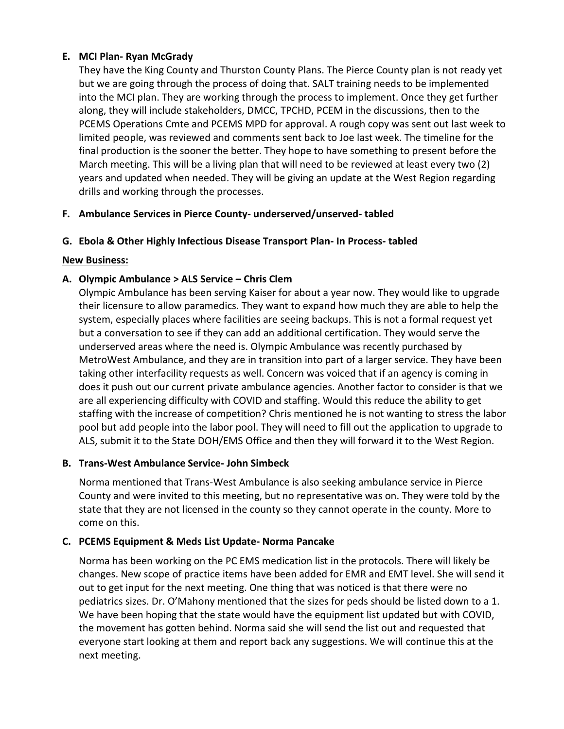**E. MCI Plan- Ryan McGrady**

They have the King County and Thurston County Plans. The Pierce County plan is not ready yet but we are going through the process of doing that. SALT training needs to be implemented into the MCI plan. They are working through the process to implement. Once they get further along, they will include stakeholders, DMCC, TPCHD, PCEM in the discussions, then to the PCEMS Operations Cmte and PCEMS MPD for approval. A rough copy was sent out last week to limited people, was reviewed and comments sent back to Joe last week. The timeline for the final production is the sooner the better. They hope to have something to present before the March meeting. This will be a living plan that will need to be reviewed at least every two (2) years and updated when needed. They will be giving an update at the West Region regarding drills and working through the processes.

**F. Ambulance Services in Pierce County- underserved/unserved- tabled**

**G. Ebola & Other Highly Infectious Disease Transport Plan- In Process- tabled**

**New Business:**

**A. Olympic Ambulance > ALS Service – Chris Clem**

Olympic Ambulance has been serving Kaiser for about a year now. They would like to upgrade their licensure to allow paramedics. They want to expand how much they are able to help the system, especially places where facilities are seeing backups. This is not a formal request yet but a conversation to see if they can add an additional certification. They would serve the underserved areas where the need is. Olympic Ambulance was recently purchased by MetroWest Ambulance, and they are in transition into part of a larger service. They have been taking other interfacility requests as well. Concern was voiced that if an agency is coming in does it push out our current private ambulance agencies. Another factor to consider is that we are all experiencing difficulty with COVID and staffing. Would this reduce the ability to get staffing with the increase of competition? Chris mentioned he is not wanting to stress the labor pool but add people into the labor pool. They will need to fill out the application to upgrade to ALS, submit it to the State DOH/EMS Office and then they will forward it to the West Region.

**B. Trans-West Ambulance Service- John Simbeck**

Norma mentioned that Trans-West Ambulance is also seeking ambulance service in Pierce County and were invited to this meeting, but no representative was on. They were told by the state that they are not licensed in the county so they cannot operate in the county. More to come on this.

**C. PCEMS Equipment & Meds List Update- Norma Pancake**

Norma has been working on the PC EMS medication list in the protocols. There will likely be changes. New scope of practice items have been added for EMR and EMT level. She will send it out to get input for the next meeting. One thing that was noticed is that there were no pediatrics sizes. Dr. O'Mahony mentioned that the sizes for peds should be listed down to a 1. We have been hoping that the state would have the equipment list updated but with COVID, the movement has gotten behind. Norma said she will send the list out and requested that everyone start looking at them and report back any suggestions. We will continue this at the next meeting.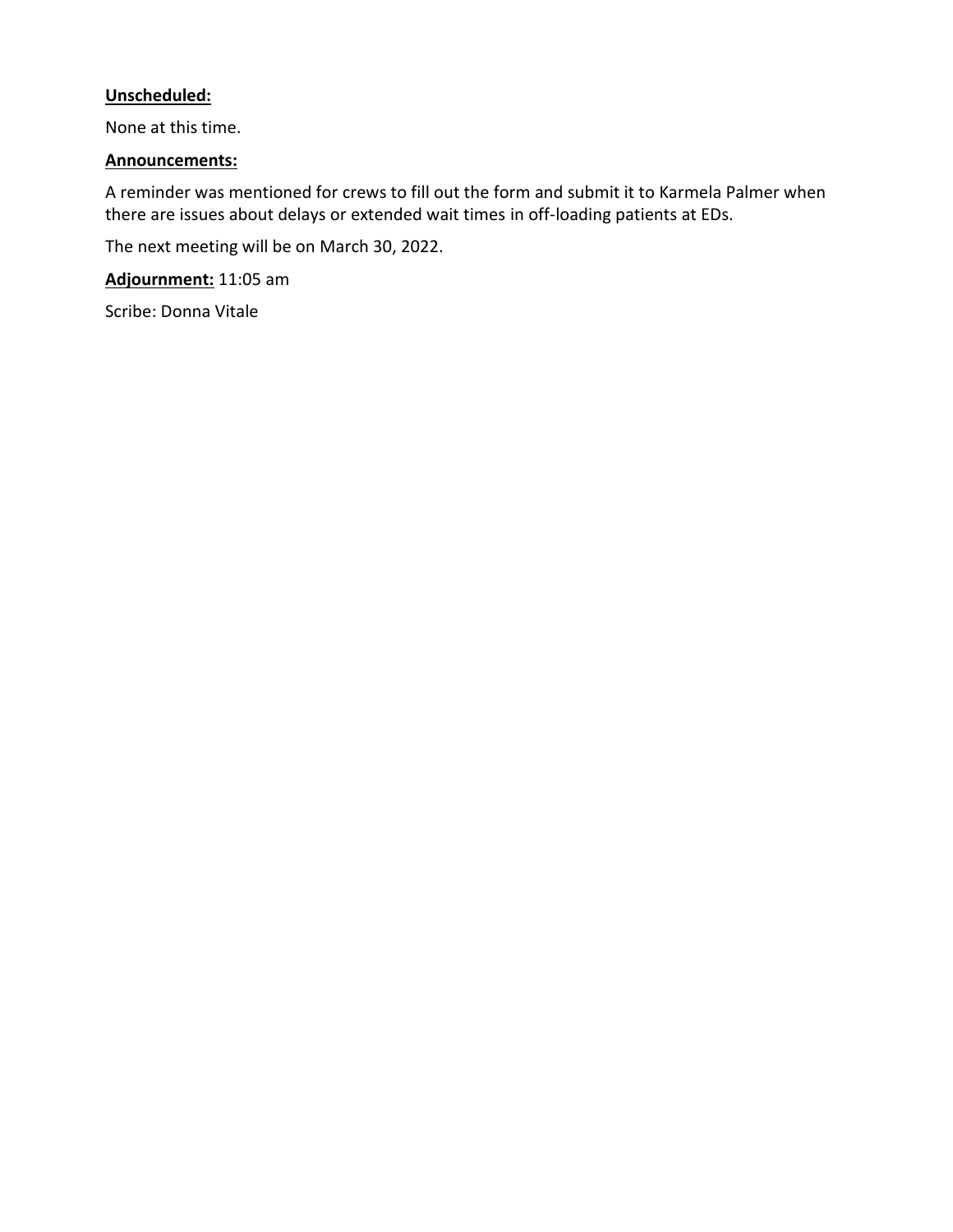**Unscheduled:**

None at this time.

**Announcements:**

A reminder was mentioned for crews to fill out the form and submit it to Karmela Palmer when there are issues about delays or extended wait times in off-loading patients at EDs.

The next meeting will be on March 30, 2022.

**Adjournment:** 11:05 am

Scribe: Donna Vitale